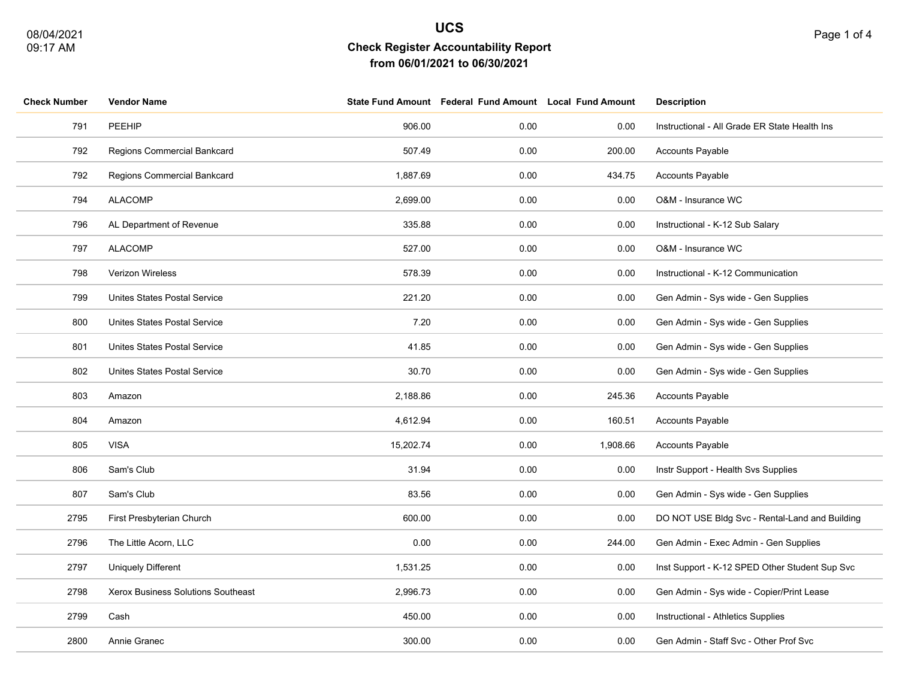# UCS

## Check Register Accountability Report

### from 06/01/2021 to 06/30/2021

08/04/2021
09:17 AM

| Check Number | Vendor Name | State Fund Amount | Federal Fund Amount | Local Fund Amount | Description |
|---|---|---|---|---|---|
| 791 | PEEHIP | 906.00 | 0.00 | 0.00 | Instructional - All Grade ER State Health Ins |
| 792 | Regions Commercial Bankcard | 507.49 | 0.00 | 200.00 | Accounts Payable |
| 792 | Regions Commercial Bankcard | 1,887.69 | 0.00 | 434.75 | Accounts Payable |
| 794 | ALACOMP | 2,699.00 | 0.00 | 0.00 | O&M - Insurance WC |
| 796 | AL Department of Revenue | 335.88 | 0.00 | 0.00 | Instructional - K-12 Sub Salary |
| 797 | ALACOMP | 527.00 | 0.00 | 0.00 | O&M - Insurance WC |
| 798 | Verizon Wireless | 578.39 | 0.00 | 0.00 | Instructional - K-12 Communication |
| 799 | Unites States Postal Service | 221.20 | 0.00 | 0.00 | Gen Admin - Sys wide - Gen Supplies |
| 800 | Unites States Postal Service | 7.20 | 0.00 | 0.00 | Gen Admin - Sys wide - Gen Supplies |
| 801 | Unites States Postal Service | 41.85 | 0.00 | 0.00 | Gen Admin - Sys wide - Gen Supplies |
| 802 | Unites States Postal Service | 30.70 | 0.00 | 0.00 | Gen Admin - Sys wide - Gen Supplies |
| 803 | Amazon | 2,188.86 | 0.00 | 245.36 | Accounts Payable |
| 804 | Amazon | 4,612.94 | 0.00 | 160.51 | Accounts Payable |
| 805 | VISA | 15,202.74 | 0.00 | 1,908.66 | Accounts Payable |
| 806 | Sam's Club | 31.94 | 0.00 | 0.00 | Instr Support - Health Svs Supplies |
| 807 | Sam's Club | 83.56 | 0.00 | 0.00 | Gen Admin - Sys wide - Gen Supplies |
| 2795 | First Presbyterian Church | 600.00 | 0.00 | 0.00 | DO NOT USE Bldg Svc - Rental-Land and Building |
| 2796 | The Little Acorn, LLC | 0.00 | 0.00 | 244.00 | Gen Admin - Exec Admin - Gen Supplies |
| 2797 | Uniquely Different | 1,531.25 | 0.00 | 0.00 | Inst Support - K-12 SPED Other Student Sup Svc |
| 2798 | Xerox Business Solutions Southeast | 2,996.73 | 0.00 | 0.00 | Gen Admin - Sys wide - Copier/Print Lease |
| 2799 | Cash | 450.00 | 0.00 | 0.00 | Instructional - Athletics Supplies |
| 2800 | Annie Granec | 300.00 | 0.00 | 0.00 | Gen Admin - Staff Svc - Other Prof Svc |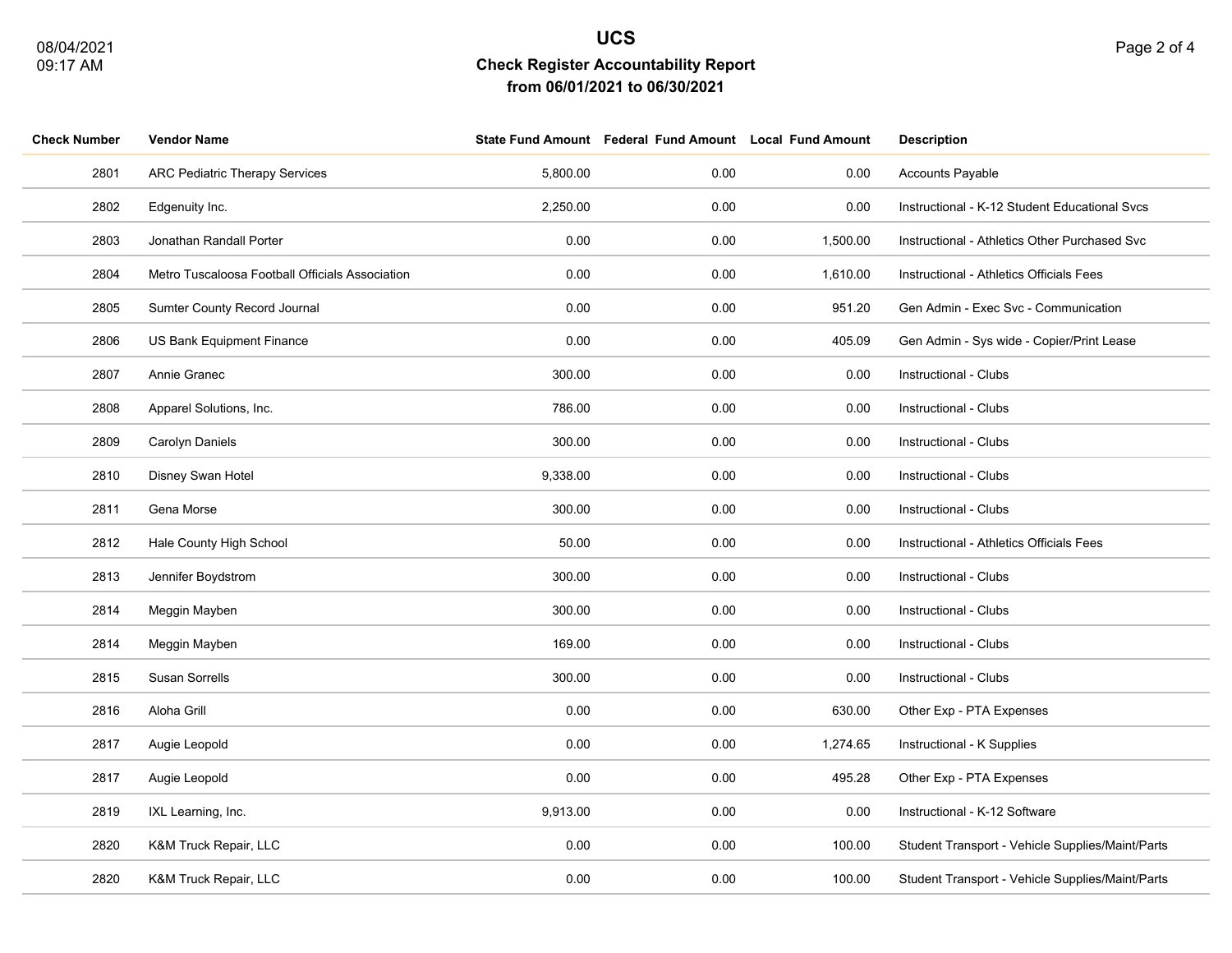# UCS

## Check Register Accountability Report

### from 06/01/2021 to 06/30/2021

| Check Number | Vendor Name | State Fund Amount | Federal Fund Amount | Local Fund Amount | Description |
|---|---|---|---|---|---|
| 2801 | ARC Pediatric Therapy Services | 5,800.00 | 0.00 | 0.00 | Accounts Payable |
| 2802 | Edgenuity Inc. | 2,250.00 | 0.00 | 0.00 | Instructional - K-12 Student Educational Svcs |
| 2803 | Jonathan Randall Porter | 0.00 | 0.00 | 1,500.00 | Instructional - Athletics Other Purchased Svc |
| 2804 | Metro Tuscaloosa Football Officials Association | 0.00 | 0.00 | 1,610.00 | Instructional - Athletics Officials Fees |
| 2805 | Sumter County Record Journal | 0.00 | 0.00 | 951.20 | Gen Admin - Exec Svc - Communication |
| 2806 | US Bank Equipment Finance | 0.00 | 0.00 | 405.09 | Gen Admin - Sys wide - Copier/Print Lease |
| 2807 | Annie Granec | 300.00 | 0.00 | 0.00 | Instructional - Clubs |
| 2808 | Apparel Solutions, Inc. | 786.00 | 0.00 | 0.00 | Instructional - Clubs |
| 2809 | Carolyn Daniels | 300.00 | 0.00 | 0.00 | Instructional - Clubs |
| 2810 | Disney Swan Hotel | 9,338.00 | 0.00 | 0.00 | Instructional - Clubs |
| 2811 | Gena Morse | 300.00 | 0.00 | 0.00 | Instructional - Clubs |
| 2812 | Hale County High School | 50.00 | 0.00 | 0.00 | Instructional - Athletics Officials Fees |
| 2813 | Jennifer Boydstrom | 300.00 | 0.00 | 0.00 | Instructional - Clubs |
| 2814 | Meggin Mayben | 300.00 | 0.00 | 0.00 | Instructional - Clubs |
| 2814 | Meggin Mayben | 169.00 | 0.00 | 0.00 | Instructional - Clubs |
| 2815 | Susan Sorrells | 300.00 | 0.00 | 0.00 | Instructional - Clubs |
| 2816 | Aloha Grill | 0.00 | 0.00 | 630.00 | Other Exp - PTA Expenses |
| 2817 | Augie Leopold | 0.00 | 0.00 | 1,274.65 | Instructional - K Supplies |
| 2817 | Augie Leopold | 0.00 | 0.00 | 495.28 | Other Exp - PTA Expenses |
| 2819 | IXL Learning, Inc. | 9,913.00 | 0.00 | 0.00 | Instructional - K-12 Software |
| 2820 | K&M Truck Repair, LLC | 0.00 | 0.00 | 100.00 | Student Transport - Vehicle Supplies/Maint/Parts |
| 2820 | K&M Truck Repair, LLC | 0.00 | 0.00 | 100.00 | Student Transport - Vehicle Supplies/Maint/Parts |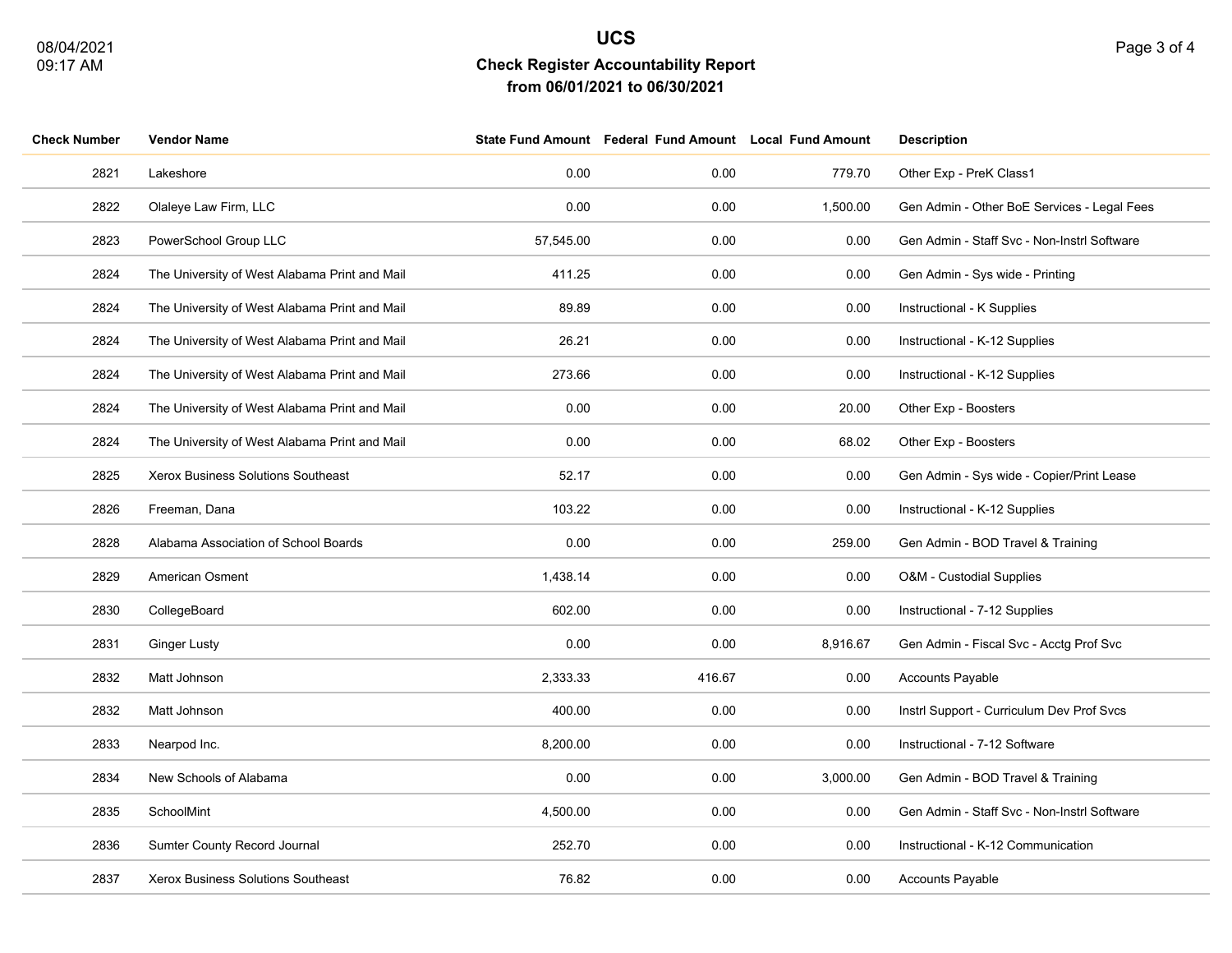# UCS

## Check Register Accountability Report

### from 06/01/2021 to 06/30/2021

| Check Number | Vendor Name | State Fund Amount | Federal Fund Amount | Local Fund Amount | Description |
|---|---|---|---|---|---|
| 2821 | Lakeshore | 0.00 | 0.00 | 779.70 | Other Exp - PreK Class1 |
| 2822 | Olaleye Law Firm, LLC | 0.00 | 0.00 | 1,500.00 | Gen Admin - Other BoE Services - Legal Fees |
| 2823 | PowerSchool Group LLC | 57,545.00 | 0.00 | 0.00 | Gen Admin - Staff Svc - Non-Instrl Software |
| 2824 | The University of West Alabama Print and Mail | 411.25 | 0.00 | 0.00 | Gen Admin - Sys wide - Printing |
| 2824 | The University of West Alabama Print and Mail | 89.89 | 0.00 | 0.00 | Instructional - K Supplies |
| 2824 | The University of West Alabama Print and Mail | 26.21 | 0.00 | 0.00 | Instructional - K-12 Supplies |
| 2824 | The University of West Alabama Print and Mail | 273.66 | 0.00 | 0.00 | Instructional - K-12 Supplies |
| 2824 | The University of West Alabama Print and Mail | 0.00 | 0.00 | 20.00 | Other Exp - Boosters |
| 2824 | The University of West Alabama Print and Mail | 0.00 | 0.00 | 68.02 | Other Exp - Boosters |
| 2825 | Xerox Business Solutions Southeast | 52.17 | 0.00 | 0.00 | Gen Admin - Sys wide - Copier/Print Lease |
| 2826 | Freeman, Dana | 103.22 | 0.00 | 0.00 | Instructional - K-12 Supplies |
| 2828 | Alabama Association of School Boards | 0.00 | 0.00 | 259.00 | Gen Admin - BOD Travel & Training |
| 2829 | American Osment | 1,438.14 | 0.00 | 0.00 | O&M - Custodial Supplies |
| 2830 | CollegeBoard | 602.00 | 0.00 | 0.00 | Instructional - 7-12 Supplies |
| 2831 | Ginger Lusty | 0.00 | 0.00 | 8,916.67 | Gen Admin - Fiscal Svc - Acctg Prof Svc |
| 2832 | Matt Johnson | 2,333.33 | 416.67 | 0.00 | Accounts Payable |
| 2832 | Matt Johnson | 400.00 | 0.00 | 0.00 | Instrl Support - Curriculum Dev Prof Svcs |
| 2833 | Nearpod Inc. | 8,200.00 | 0.00 | 0.00 | Instructional - 7-12 Software |
| 2834 | New Schools of Alabama | 0.00 | 0.00 | 3,000.00 | Gen Admin - BOD Travel & Training |
| 2835 | SchoolMint | 4,500.00 | 0.00 | 0.00 | Gen Admin - Staff Svc - Non-Instrl Software |
| 2836 | Sumter County Record Journal | 252.70 | 0.00 | 0.00 | Instructional - K-12 Communication |
| 2837 | Xerox Business Solutions Southeast | 76.82 | 0.00 | 0.00 | Accounts Payable |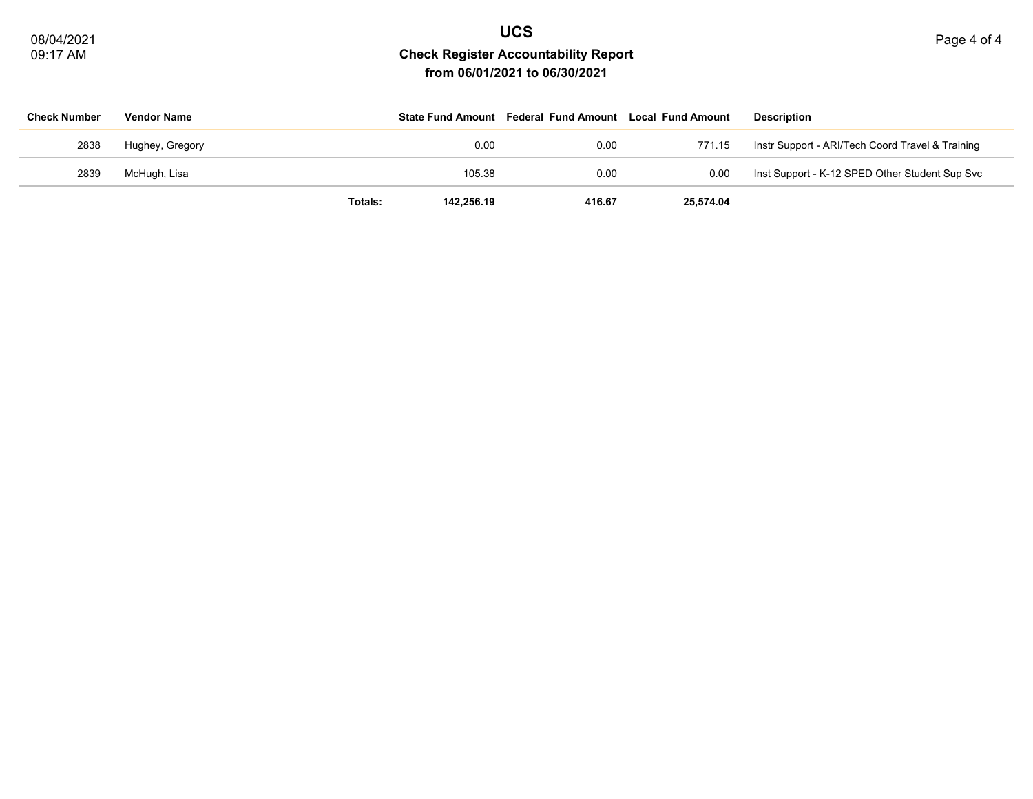# UCS

## Check Register Accountability Report

### from 06/01/2021 to 06/30/2021

| Check Number | Vendor Name | State Fund Amount | Federal Fund Amount | Local Fund Amount | Description |
|---|---|---|---|---|---|
| 2838 | Hughey, Gregory | 0.00 | 0.00 | 771.15 | Instr Support - ARI/Tech Coord Travel & Training |
| 2839 | McHugh, Lisa | 105.38 | 0.00 | 0.00 | Inst Support - K-12 SPED Other Student Sup Svc |
| | **Totals:** | **142,256.19** | **416.67** | **25,574.04** | |